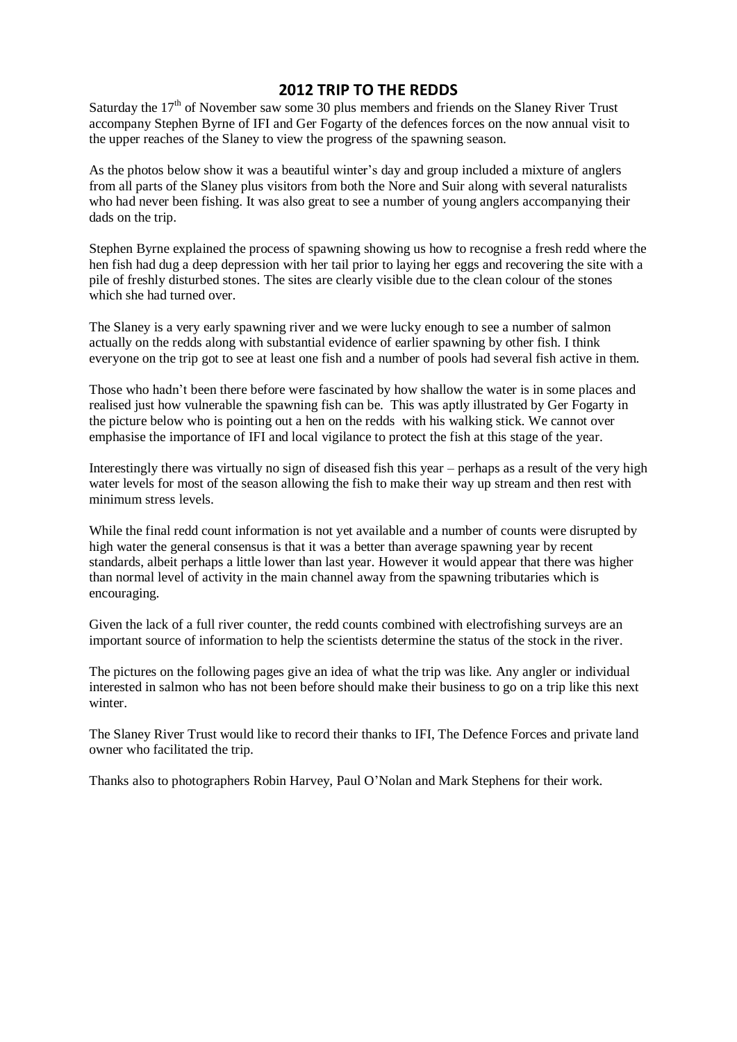# 2012 TRIP TO THE REDDS

Saturday the 17th of November saw some 30 plus members and friends on the Slaney River Trust accompany Stephen Byrne of IFI and Ger Fogarty of the defences forces on the now annual visit to the upper reaches of the Slaney to view the progress of the spawning season.

As the photos below show it was a beautiful winter's day and group included a mixture of anglers from all parts of the Slaney plus visitors from both the Nore and Suir along with several naturalists who had never been fishing. It was also great to see a number of young anglers accompanying their dads on the trip.

Stephen Byrne explained the process of spawning showing us how to recognise a fresh redd where the hen fish had dug a deep depression with her tail prior to laying her eggs and recovering the site with a pile of freshly disturbed stones. The sites are clearly visible due to the clean colour of the stones which she had turned over.

The Slaney is a very early spawning river and we were lucky enough to see a number of salmon actually on the redds along with substantial evidence of earlier spawning by other fish. I think everyone on the trip got to see at least one fish and a number of pools had several fish active in them.

Those who hadn't been there before were fascinated by how shallow the water is in some places and realised just how vulnerable the spawning fish can be. This was aptly illustrated by Ger Fogarty in the picture below who is pointing out a hen on the redds with his walking stick. We cannot over emphasise the importance of IFI and local vigilance to protect the fish at this stage of the year.

Interestingly there was virtually no sign of diseased fish this year – perhaps as a result of the very high water levels for most of the season allowing the fish to make their way up stream and then rest with minimum stress levels.

While the final redd count information is not yet available and a number of counts were disrupted by high water the general consensus is that it was a better than average spawning year by recent standards, albeit perhaps a little lower than last year. However it would appear that there was higher than normal level of activity in the main channel away from the spawning tributaries which is encouraging.

Given the lack of a full river counter, the redd counts combined with electrofishing surveys are an important source of information to help the scientists determine the status of the stock in the river.

The pictures on the following pages give an idea of what the trip was like. Any angler or individual interested in salmon who has not been before should make their business to go on a trip like this next winter.

The Slaney River Trust would like to record their thanks to IFI, The Defence Forces and private land owner who facilitated the trip.

Thanks also to photographers Robin Harvey, Paul O'Nolan and Mark Stephens for their work.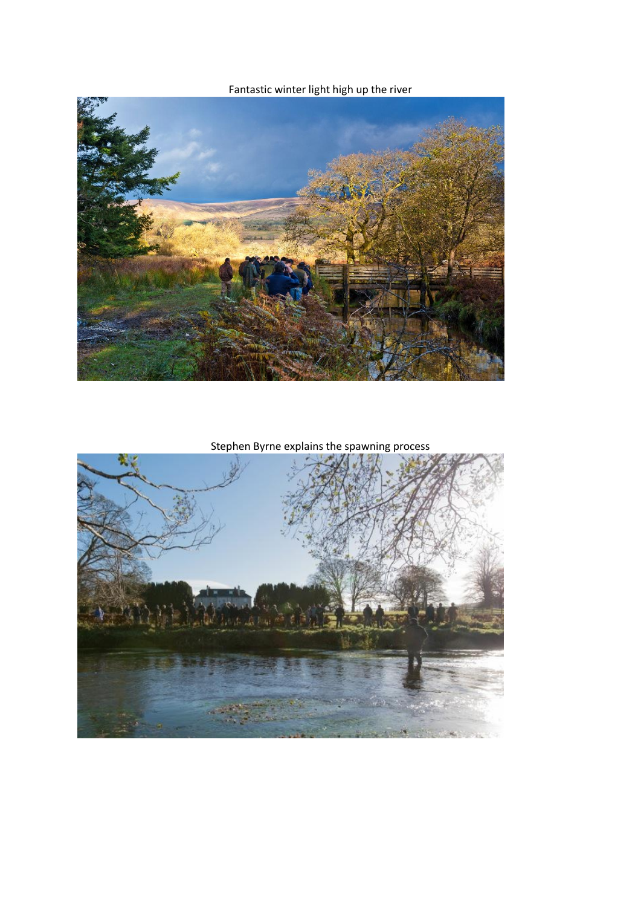Fantastic winter light high up the river

Stephen Byrne explains the spawning process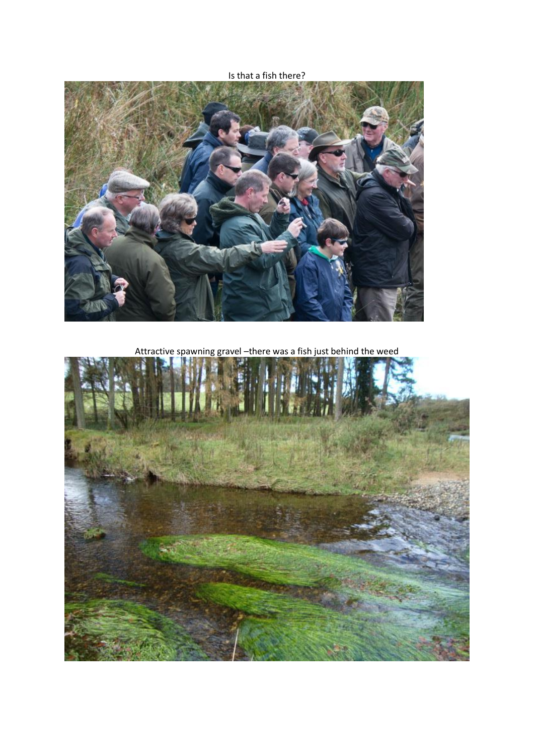Is that a fish there?

Attractive spawning gravel –there was a fish just behind the weed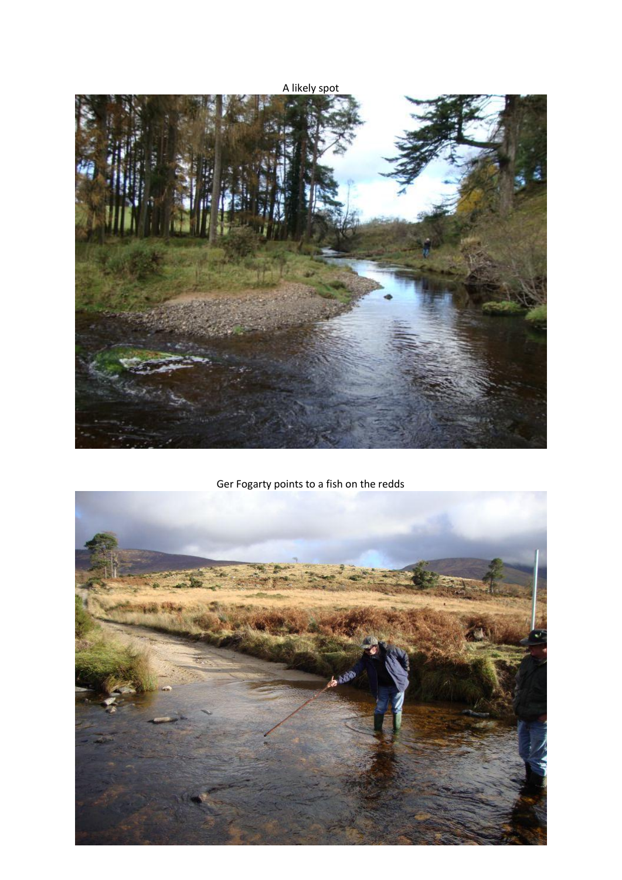A likely spot

Ger Fogarty points to a fish on the redds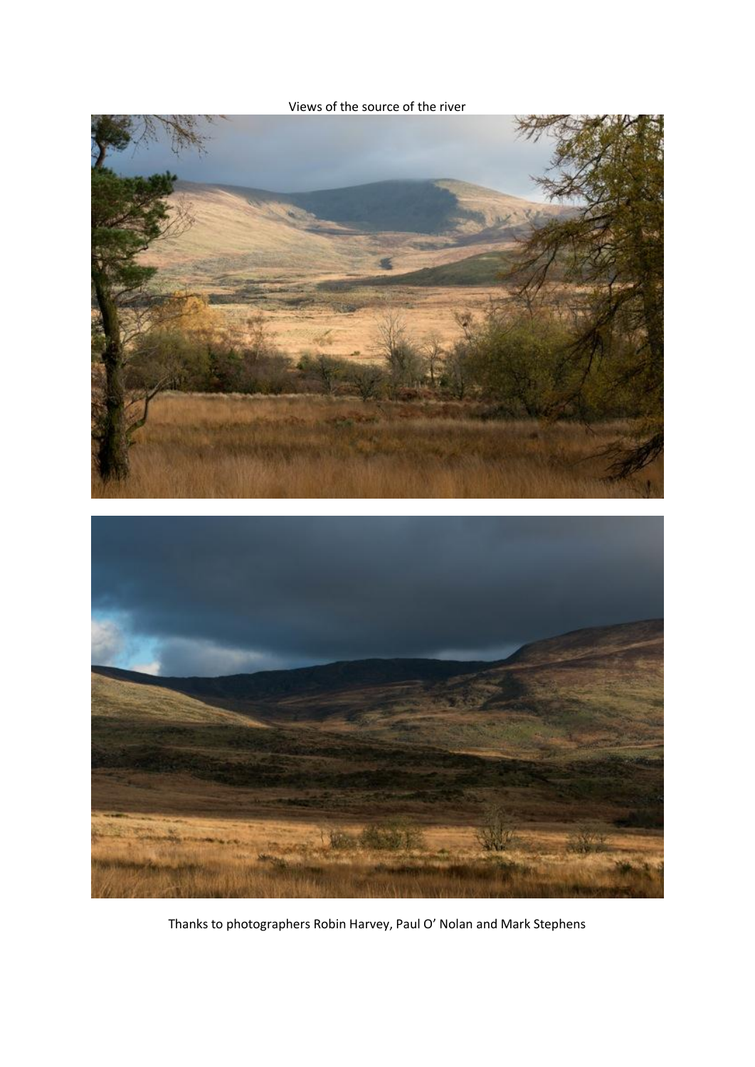Views of the source of the river

Thanks to photographers Robin Harvey, Paul O' Nolan and Mark Stephens